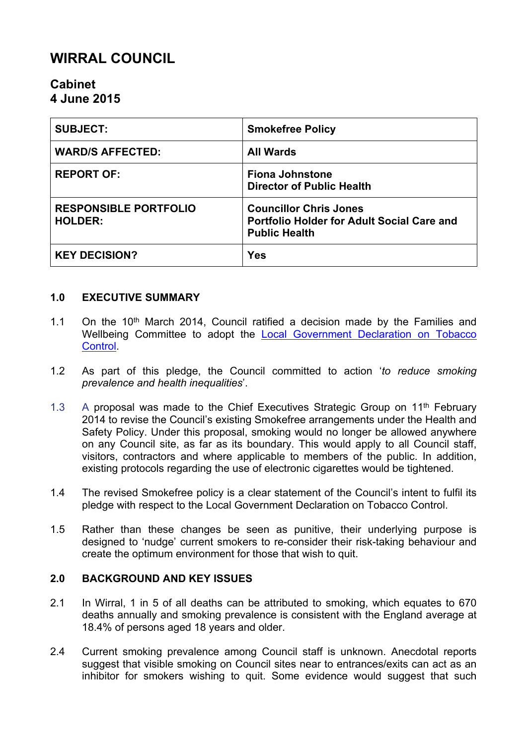# WIRRAL COUNCIL

## Cabinet
## 4 June 2015

| SUBJECT: | Smokefree Policy |
|---|---|
| WARD/S AFFECTED: | All Wards |
| REPORT OF: | Fiona Johnstone<br>Director of Public Health |
| RESPONSIBLE PORTFOLIO HOLDER: | Councillor Chris Jones<br>Portfolio Holder for Adult Social Care and Public Health |
| KEY DECISION? | Yes |

### 1.0 EXECUTIVE SUMMARY

1.1 On the 10th March 2014, Council ratified a decision made by the Families and Wellbeing Committee to adopt the Local Government Declaration on Tobacco Control.

1.2 As part of this pledge, the Council committed to action '*to reduce smoking prevalence and health inequalities*'.

1.3 A proposal was made to the Chief Executives Strategic Group on 11th February 2014 to revise the Council's existing Smokefree arrangements under the Health and Safety Policy. Under this proposal, smoking would no longer be allowed anywhere on any Council site, as far as its boundary. This would apply to all Council staff, visitors, contractors and where applicable to members of the public. In addition, existing protocols regarding the use of electronic cigarettes would be tightened.

1.4 The revised Smokefree policy is a clear statement of the Council's intent to fulfil its pledge with respect to the Local Government Declaration on Tobacco Control.

1.5 Rather than these changes be seen as punitive, their underlying purpose is designed to 'nudge' current smokers to re-consider their risk-taking behaviour and create the optimum environment for those that wish to quit.

### 2.0 BACKGROUND AND KEY ISSUES

2.1 In Wirral, 1 in 5 of all deaths can be attributed to smoking, which equates to 670 deaths annually and smoking prevalence is consistent with the England average at 18.4% of persons aged 18 years and older.

2.4 Current smoking prevalence among Council staff is unknown. Anecdotal reports suggest that visible smoking on Council sites near to entrances/exits can act as an inhibitor for smokers wishing to quit. Some evidence would suggest that such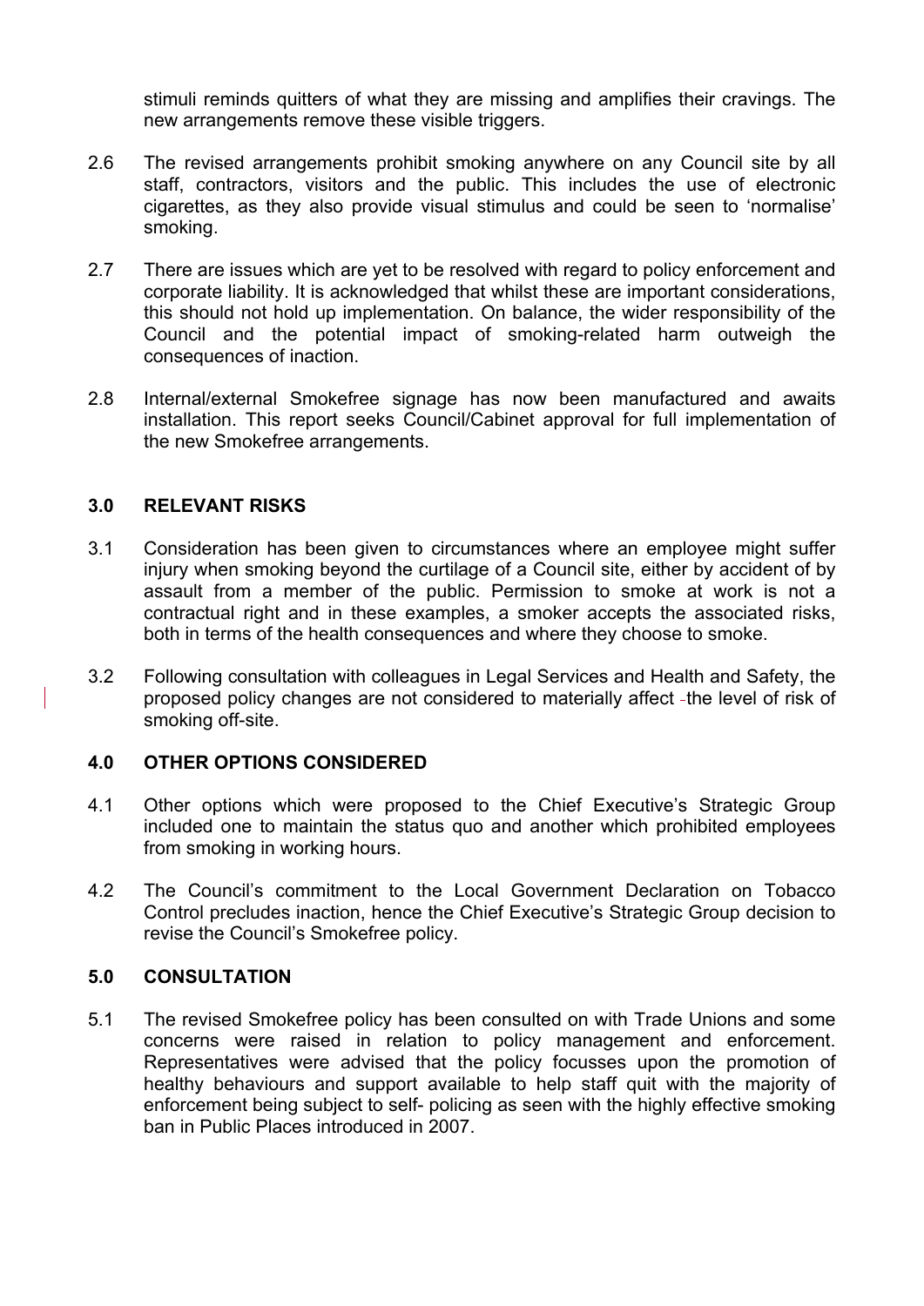stimuli reminds quitters of what they are missing and amplifies their cravings. The new arrangements remove these visible triggers.

2.6 The revised arrangements prohibit smoking anywhere on any Council site by all staff, contractors, visitors and the public. This includes the use of electronic cigarettes, as they also provide visual stimulus and could be seen to 'normalise' smoking.

2.7 There are issues which are yet to be resolved with regard to policy enforcement and corporate liability. It is acknowledged that whilst these are important considerations, this should not hold up implementation. On balance, the wider responsibility of the Council and the potential impact of smoking-related harm outweigh the consequences of inaction.

2.8 Internal/external Smokefree signage has now been manufactured and awaits installation. This report seeks Council/Cabinet approval for full implementation of the new Smokefree arrangements.

## 3.0 RELEVANT RISKS

3.1 Consideration has been given to circumstances where an employee might suffer injury when smoking beyond the curtilage of a Council site, either by accident of by assault from a member of the public. Permission to smoke at work is not a contractual right and in these examples, a smoker accepts the associated risks, both in terms of the health consequences and where they choose to smoke.

3.2 Following consultation with colleagues in Legal Services and Health and Safety, the proposed policy changes are not considered to materially affect the level of risk of smoking off-site.

## 4.0 OTHER OPTIONS CONSIDERED

4.1 Other options which were proposed to the Chief Executive's Strategic Group included one to maintain the status quo and another which prohibited employees from smoking in working hours.

4.2 The Council's commitment to the Local Government Declaration on Tobacco Control precludes inaction, hence the Chief Executive's Strategic Group decision to revise the Council's Smokefree policy.

## 5.0 CONSULTATION

5.1 The revised Smokefree policy has been consulted on with Trade Unions and some concerns were raised in relation to policy management and enforcement. Representatives were advised that the policy focusses upon the promotion of healthy behaviours and support available to help staff quit with the majority of enforcement being subject to self- policing as seen with the highly effective smoking ban in Public Places introduced in 2007.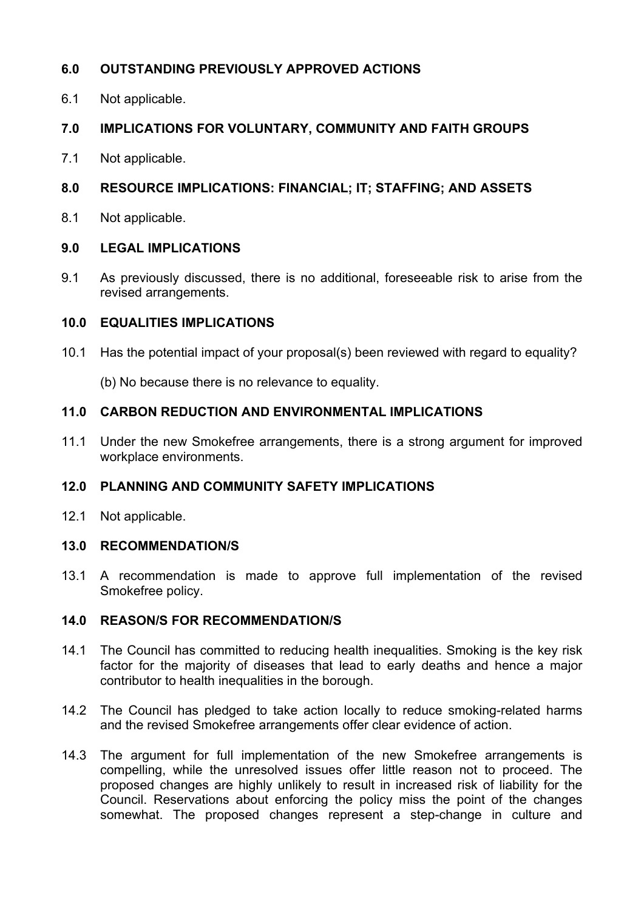## 6.0 OUTSTANDING PREVIOUSLY APPROVED ACTIONS

6.1 Not applicable.

## 7.0 IMPLICATIONS FOR VOLUNTARY, COMMUNITY AND FAITH GROUPS

7.1 Not applicable.

## 8.0 RESOURCE IMPLICATIONS: FINANCIAL; IT; STAFFING; AND ASSETS

8.1 Not applicable.

## 9.0 LEGAL IMPLICATIONS

9.1 As previously discussed, there is no additional, foreseeable risk to arise from the revised arrangements.

## 10.0 EQUALITIES IMPLICATIONS

10.1 Has the potential impact of your proposal(s) been reviewed with regard to equality?

(b) No because there is no relevance to equality.

## 11.0 CARBON REDUCTION AND ENVIRONMENTAL IMPLICATIONS

11.1 Under the new Smokefree arrangements, there is a strong argument for improved workplace environments.

## 12.0 PLANNING AND COMMUNITY SAFETY IMPLICATIONS

12.1 Not applicable.

## 13.0 RECOMMENDATION/S

13.1 A recommendation is made to approve full implementation of the revised Smokefree policy.

## 14.0 REASON/S FOR RECOMMENDATION/S

14.1 The Council has committed to reducing health inequalities. Smoking is the key risk factor for the majority of diseases that lead to early deaths and hence a major contributor to health inequalities in the borough.

14.2 The Council has pledged to take action locally to reduce smoking-related harms and the revised Smokefree arrangements offer clear evidence of action.

14.3 The argument for full implementation of the new Smokefree arrangements is compelling, while the unresolved issues offer little reason not to proceed. The proposed changes are highly unlikely to result in increased risk of liability for the Council. Reservations about enforcing the policy miss the point of the changes somewhat. The proposed changes represent a step-change in culture and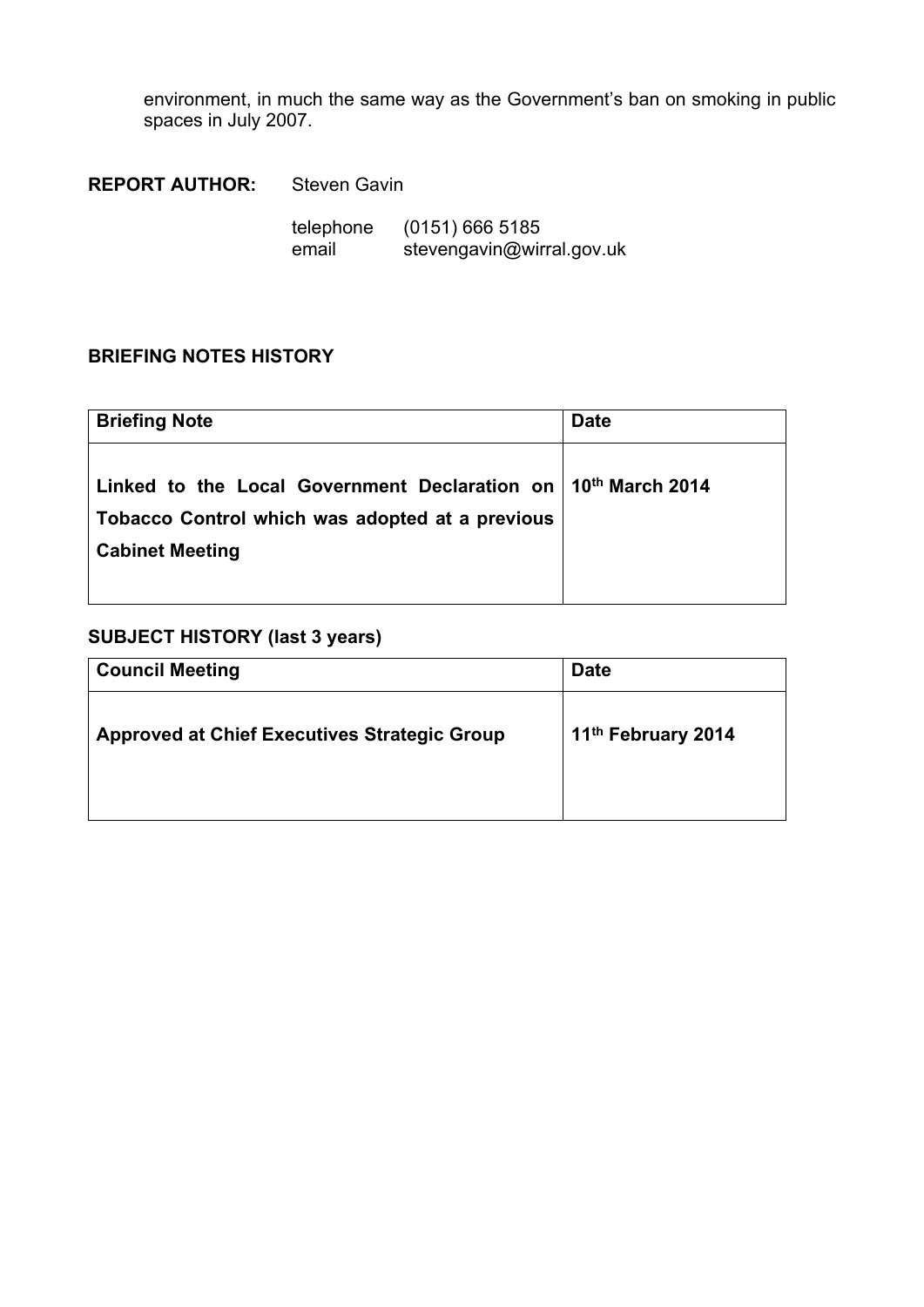environment, in much the same way as the Government's ban on smoking in public spaces in July 2007.

**REPORT AUTHOR:** Steven Gavin

telephone (0151) 666 5185
email stevengavin@wirral.gov.uk

**BRIEFING NOTES HISTORY**

| Briefing Note | Date |
|---|---|
| **Linked to the Local Government Declaration on Tobacco Control which was adopted at a previous Cabinet Meeting** | **10th March 2014** |

**SUBJECT HISTORY (last 3 years)**

| Council Meeting | Date |
|---|---|
| **Approved at Chief Executives Strategic Group** | **11th February 2014** |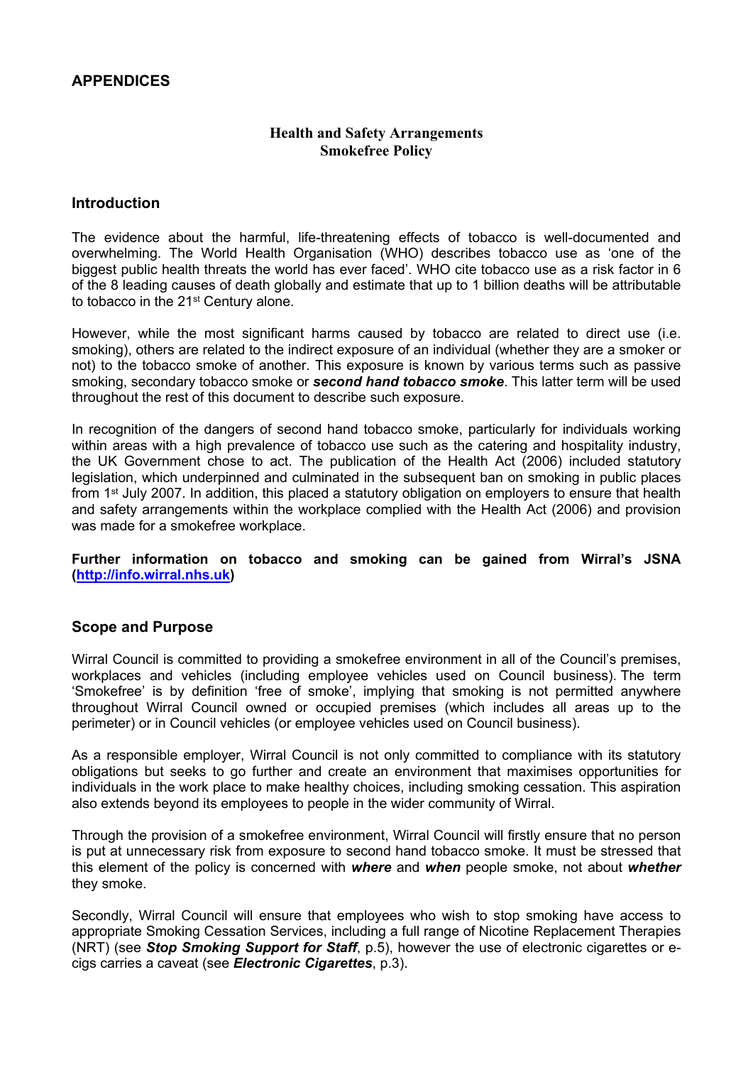## APPENDICES

**Health and Safety Arrangements**
**Smokefree Policy**

### Introduction

The evidence about the harmful, life-threatening effects of tobacco is well-documented and overwhelming. The World Health Organisation (WHO) describes tobacco use as 'one of the biggest public health threats the world has ever faced'. WHO cite tobacco use as a risk factor in 6 of the 8 leading causes of death globally and estimate that up to 1 billion deaths will be attributable to tobacco in the 21st Century alone.

However, while the most significant harms caused by tobacco are related to direct use (i.e. smoking), others are related to the indirect exposure of an individual (whether they are a smoker or not) to the tobacco smoke of another. This exposure is known by various terms such as passive smoking, secondary tobacco smoke or ***second hand tobacco smoke***. This latter term will be used throughout the rest of this document to describe such exposure.

In recognition of the dangers of second hand tobacco smoke, particularly for individuals working within areas with a high prevalence of tobacco use such as the catering and hospitality industry, the UK Government chose to act. The publication of the Health Act (2006) included statutory legislation, which underpinned and culminated in the subsequent ban on smoking in public places from 1st July 2007. In addition, this placed a statutory obligation on employers to ensure that health and safety arrangements within the workplace complied with the Health Act (2006) and provision was made for a smokefree workplace.

**Further information on tobacco and smoking can be gained from Wirral's JSNA ([http://info.wirral.nhs.uk](http://info.wirral.nhs.uk))**

### Scope and Purpose

Wirral Council is committed to providing a smokefree environment in all of the Council's premises, workplaces and vehicles (including employee vehicles used on Council business). The term 'Smokefree' is by definition 'free of smoke', implying that smoking is not permitted anywhere throughout Wirral Council owned or occupied premises (which includes all areas up to the perimeter) or in Council vehicles (or employee vehicles used on Council business).

As a responsible employer, Wirral Council is not only committed to compliance with its statutory obligations but seeks to go further and create an environment that maximises opportunities for individuals in the work place to make healthy choices, including smoking cessation. This aspiration also extends beyond its employees to people in the wider community of Wirral.

Through the provision of a smokefree environment, Wirral Council will firstly ensure that no person is put at unnecessary risk from exposure to second hand tobacco smoke. It must be stressed that this element of the policy is concerned with ***where*** and ***when*** people smoke, not about ***whether*** they smoke.

Secondly, Wirral Council will ensure that employees who wish to stop smoking have access to appropriate Smoking Cessation Services, including a full range of Nicotine Replacement Therapies (NRT) (see ***Stop Smoking Support for Staff***, p.5), however the use of electronic cigarettes or e-cigs carries a caveat (see ***Electronic Cigarettes***, p.3).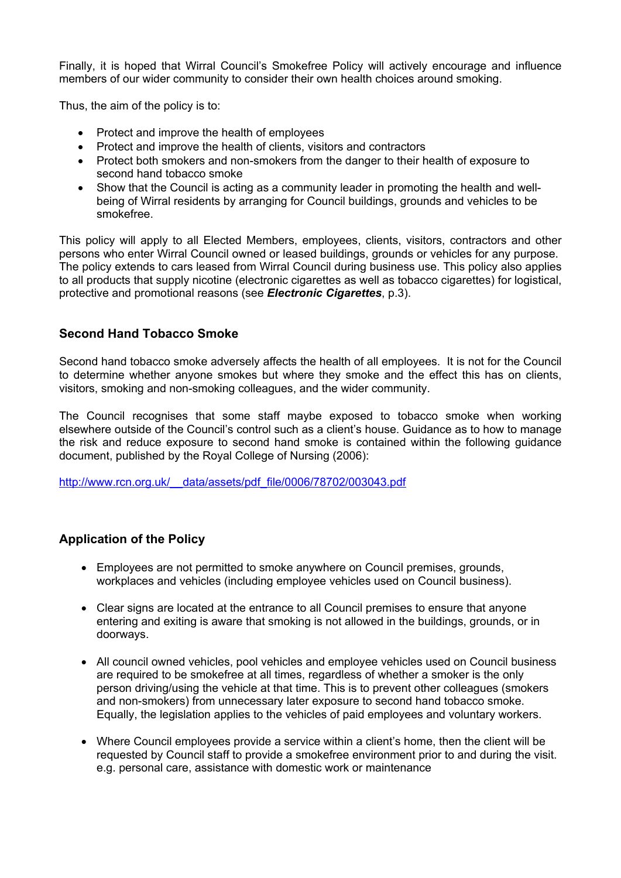Finally, it is hoped that Wirral Council's Smokefree Policy will actively encourage and influence members of our wider community to consider their own health choices around smoking.

Thus, the aim of the policy is to:

- Protect and improve the health of employees
- Protect and improve the health of clients, visitors and contractors
- Protect both smokers and non-smokers from the danger to their health of exposure to second hand tobacco smoke
- Show that the Council is acting as a community leader in promoting the health and well-being of Wirral residents by arranging for Council buildings, grounds and vehicles to be smokefree.

This policy will apply to all Elected Members, employees, clients, visitors, contractors and other persons who enter Wirral Council owned or leased buildings, grounds or vehicles for any purpose. The policy extends to cars leased from Wirral Council during business use. This policy also applies to all products that supply nicotine (electronic cigarettes as well as tobacco cigarettes) for logistical, protective and promotional reasons (see ***Electronic Cigarettes***, p.3).

## Second Hand Tobacco Smoke

Second hand tobacco smoke adversely affects the health of all employees. It is not for the Council to determine whether anyone smokes but where they smoke and the effect this has on clients, visitors, smoking and non-smoking colleagues, and the wider community.

The Council recognises that some staff maybe exposed to tobacco smoke when working elsewhere outside of the Council's control such as a client's house. Guidance as to how to manage the risk and reduce exposure to second hand smoke is contained within the following guidance document, published by the Royal College of Nursing (2006):

http://www.rcn.org.uk/__data/assets/pdf_file/0006/78702/003043.pdf

## Application of the Policy

- Employees are not permitted to smoke anywhere on Council premises, grounds, workplaces and vehicles (including employee vehicles used on Council business).

- Clear signs are located at the entrance to all Council premises to ensure that anyone entering and exiting is aware that smoking is not allowed in the buildings, grounds, or in doorways.

- All council owned vehicles, pool vehicles and employee vehicles used on Council business are required to be smokefree at all times, regardless of whether a smoker is the only person driving/using the vehicle at that time. This is to prevent other colleagues (smokers and non-smokers) from unnecessary later exposure to second hand tobacco smoke. Equally, the legislation applies to the vehicles of paid employees and voluntary workers.

- Where Council employees provide a service within a client's home, then the client will be requested by Council staff to provide a smokefree environment prior to and during the visit. e.g. personal care, assistance with domestic work or maintenance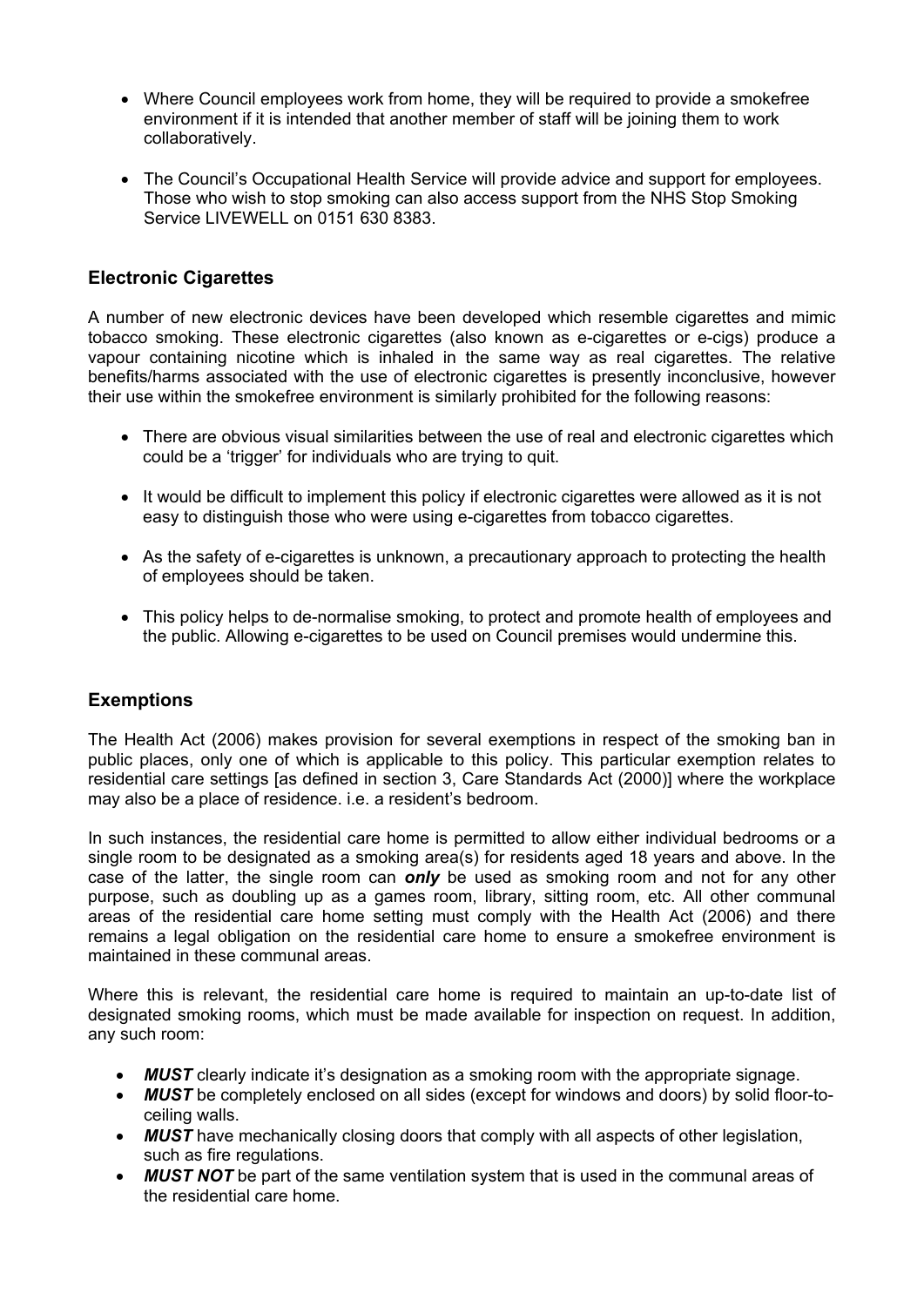- Where Council employees work from home, they will be required to provide a smokefree environment if it is intended that another member of staff will be joining them to work collaboratively.

- The Council's Occupational Health Service will provide advice and support for employees. Those who wish to stop smoking can also access support from the NHS Stop Smoking Service LIVEWELL on 0151 630 8383.

## Electronic Cigarettes

A number of new electronic devices have been developed which resemble cigarettes and mimic tobacco smoking. These electronic cigarettes (also known as e-cigarettes or e-cigs) produce a vapour containing nicotine which is inhaled in the same way as real cigarettes. The relative benefits/harms associated with the use of electronic cigarettes is presently inconclusive, however their use within the smokefree environment is similarly prohibited for the following reasons:

- There are obvious visual similarities between the use of real and electronic cigarettes which could be a 'trigger' for individuals who are trying to quit.

- It would be difficult to implement this policy if electronic cigarettes were allowed as it is not easy to distinguish those who were using e-cigarettes from tobacco cigarettes.

- As the safety of e-cigarettes is unknown, a precautionary approach to protecting the health of employees should be taken.

- This policy helps to de-normalise smoking, to protect and promote health of employees and the public. Allowing e-cigarettes to be used on Council premises would undermine this.

## Exemptions

The Health Act (2006) makes provision for several exemptions in respect of the smoking ban in public places, only one of which is applicable to this policy. This particular exemption relates to residential care settings [as defined in section 3, Care Standards Act (2000)] where the workplace may also be a place of residence. i.e. a resident's bedroom.

In such instances, the residential care home is permitted to allow either individual bedrooms or a single room to be designated as a smoking area(s) for residents aged 18 years and above. In the case of the latter, the single room can ***only*** be used as smoking room and not for any other purpose, such as doubling up as a games room, library, sitting room, etc. All other communal areas of the residential care home setting must comply with the Health Act (2006) and there remains a legal obligation on the residential care home to ensure a smokefree environment is maintained in these communal areas.

Where this is relevant, the residential care home is required to maintain an up-to-date list of designated smoking rooms, which must be made available for inspection on request. In addition, any such room:

- ***MUST*** clearly indicate it's designation as a smoking room with the appropriate signage.
- ***MUST*** be completely enclosed on all sides (except for windows and doors) by solid floor-to-ceiling walls.
- ***MUST*** have mechanically closing doors that comply with all aspects of other legislation, such as fire regulations.
- ***MUST NOT*** be part of the same ventilation system that is used in the communal areas of the residential care home.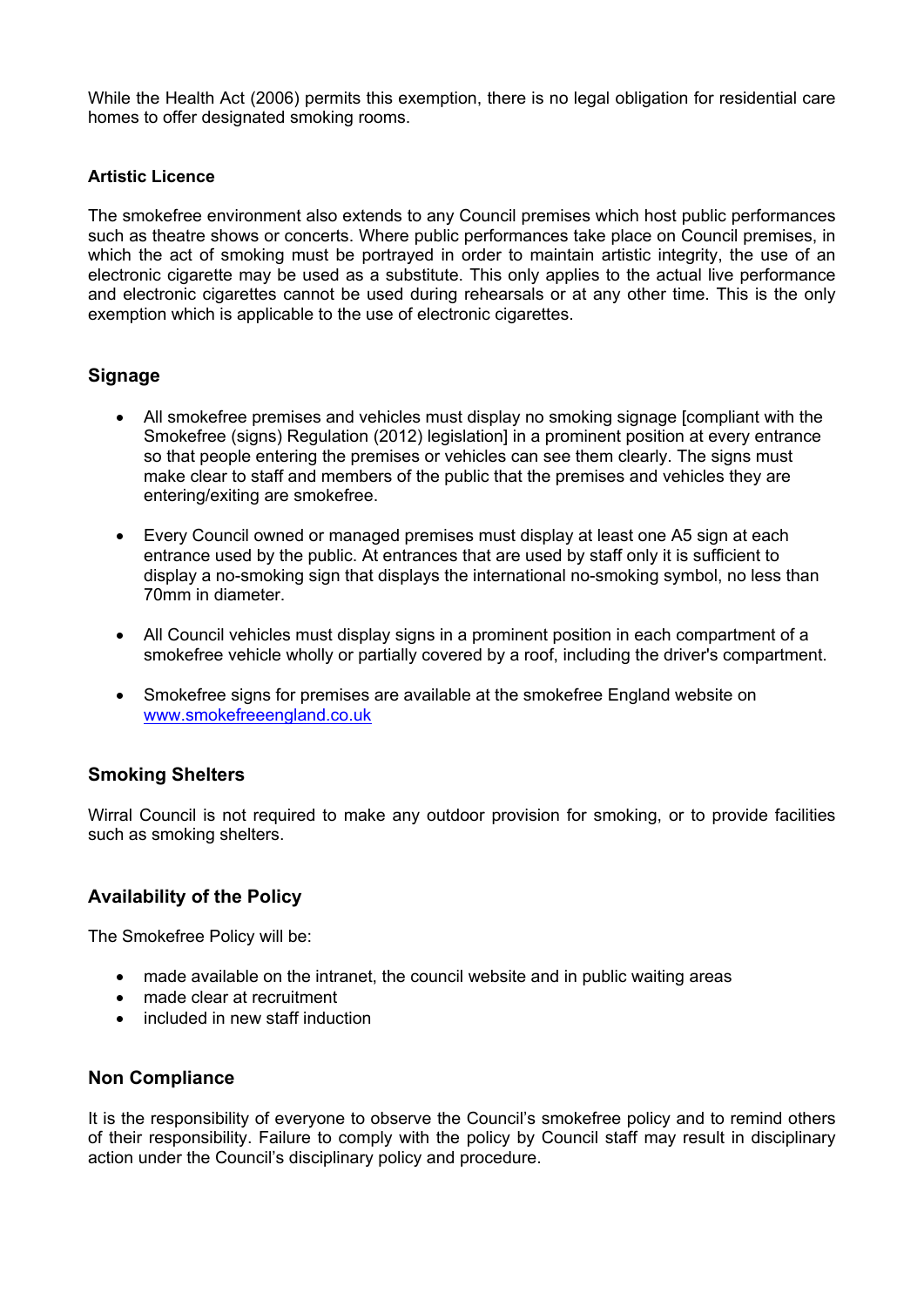While the Health Act (2006) permits this exemption, there is no legal obligation for residential care homes to offer designated smoking rooms.

**Artistic Licence**

The smokefree environment also extends to any Council premises which host public performances such as theatre shows or concerts. Where public performances take place on Council premises, in which the act of smoking must be portrayed in order to maintain artistic integrity, the use of an electronic cigarette may be used as a substitute. This only applies to the actual live performance and electronic cigarettes cannot be used during rehearsals or at any other time. This is the only exemption which is applicable to the use of electronic cigarettes.

## Signage

- All smokefree premises and vehicles must display no smoking signage [compliant with the Smokefree (signs) Regulation (2012) legislation] in a prominent position at every entrance so that people entering the premises or vehicles can see them clearly. The signs must make clear to staff and members of the public that the premises and vehicles they are entering/exiting are smokefree.

- Every Council owned or managed premises must display at least one A5 sign at each entrance used by the public. At entrances that are used by staff only it is sufficient to display a no-smoking sign that displays the international no-smoking symbol, no less than 70mm in diameter.

- All Council vehicles must display signs in a prominent position in each compartment of a smokefree vehicle wholly or partially covered by a roof, including the driver's compartment.

- Smokefree signs for premises are available at the smokefree England website on [www.smokefreeengland.co.uk](www.smokefreeengland.co.uk)

## Smoking Shelters

Wirral Council is not required to make any outdoor provision for smoking, or to provide facilities such as smoking shelters.

## Availability of the Policy

The Smokefree Policy will be:

- made available on the intranet, the council website and in public waiting areas
- made clear at recruitment
- included in new staff induction

## Non Compliance

It is the responsibility of everyone to observe the Council's smokefree policy and to remind others of their responsibility. Failure to comply with the policy by Council staff may result in disciplinary action under the Council's disciplinary policy and procedure.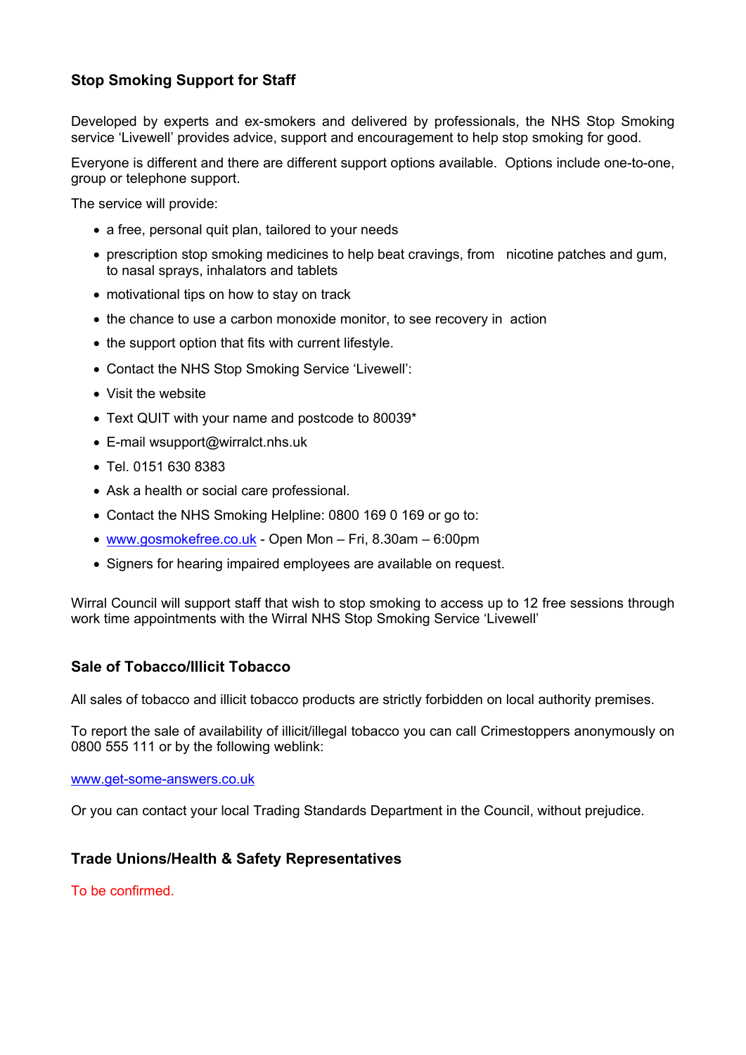## Stop Smoking Support for Staff

Developed by experts and ex-smokers and delivered by professionals, the NHS Stop Smoking service 'Livewell' provides advice, support and encouragement to help stop smoking for good.

Everyone is different and there are different support options available. Options include one-to-one, group or telephone support.

The service will provide:

- a free, personal quit plan, tailored to your needs
- prescription stop smoking medicines to help beat cravings, from nicotine patches and gum, to nasal sprays, inhalators and tablets
- motivational tips on how to stay on track
- the chance to use a carbon monoxide monitor, to see recovery in action
- the support option that fits with current lifestyle.
- Contact the NHS Stop Smoking Service 'Livewell':
- Visit the website
- Text QUIT with your name and postcode to 80039*
- E-mail wsupport@wirralct.nhs.uk
- Tel. 0151 630 8383
- Ask a health or social care professional.
- Contact the NHS Smoking Helpline: 0800 169 0 169 or go to:
- www.gosmokefree.co.uk - Open Mon – Fri, 8.30am – 6:00pm
- Signers for hearing impaired employees are available on request.

Wirral Council will support staff that wish to stop smoking to access up to 12 free sessions through work time appointments with the Wirral NHS Stop Smoking Service 'Livewell'

## Sale of Tobacco/Illicit Tobacco

All sales of tobacco and illicit tobacco products are strictly forbidden on local authority premises.

To report the sale of availability of illicit/illegal tobacco you can call Crimestoppers anonymously on 0800 555 111 or by the following weblink:

www.get-some-answers.co.uk

Or you can contact your local Trading Standards Department in the Council, without prejudice.

## Trade Unions/Health & Safety Representatives

To be confirmed.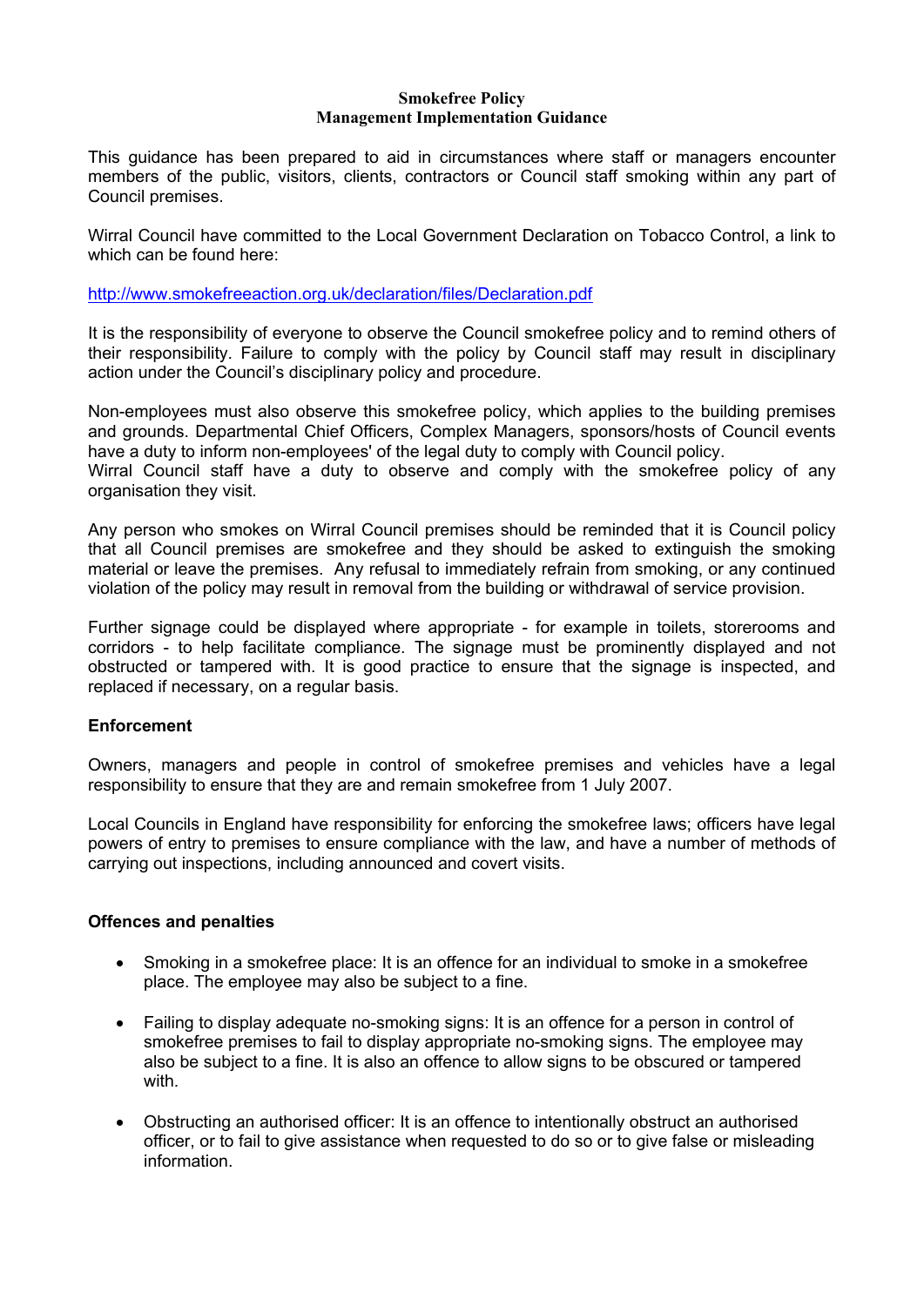**Smokefree Policy**
**Management Implementation Guidance**

This guidance has been prepared to aid in circumstances where staff or managers encounter members of the public, visitors, clients, contractors or Council staff smoking within any part of Council premises.

Wirral Council have committed to the Local Government Declaration on Tobacco Control, a link to which can be found here:

http://www.smokefreeaction.org.uk/declaration/files/Declaration.pdf

It is the responsibility of everyone to observe the Council smokefree policy and to remind others of their responsibility. Failure to comply with the policy by Council staff may result in disciplinary action under the Council's disciplinary policy and procedure.

Non-employees must also observe this smokefree policy, which applies to the building premises and grounds. Departmental Chief Officers, Complex Managers, sponsors/hosts of Council events have a duty to inform non-employees' of the legal duty to comply with Council policy.
Wirral Council staff have a duty to observe and comply with the smokefree policy of any organisation they visit.

Any person who smokes on Wirral Council premises should be reminded that it is Council policy that all Council premises are smokefree and they should be asked to extinguish the smoking material or leave the premises. Any refusal to immediately refrain from smoking, or any continued violation of the policy may result in removal from the building or withdrawal of service provision.

Further signage could be displayed where appropriate - for example in toilets, storerooms and corridors - to help facilitate compliance. The signage must be prominently displayed and not obstructed or tampered with. It is good practice to ensure that the signage is inspected, and replaced if necessary, on a regular basis.

**Enforcement**

Owners, managers and people in control of smokefree premises and vehicles have a legal responsibility to ensure that they are and remain smokefree from 1 July 2007.

Local Councils in England have responsibility for enforcing the smokefree laws; officers have legal powers of entry to premises to ensure compliance with the law, and have a number of methods of carrying out inspections, including announced and covert visits.

**Offences and penalties**

- Smoking in a smokefree place: It is an offence for an individual to smoke in a smokefree place. The employee may also be subject to a fine.
- Failing to display adequate no-smoking signs: It is an offence for a person in control of smokefree premises to fail to display appropriate no-smoking signs. The employee may also be subject to a fine. It is also an offence to allow signs to be obscured or tampered with.
- Obstructing an authorised officer: It is an offence to intentionally obstruct an authorised officer, or to fail to give assistance when requested to do so or to give false or misleading information.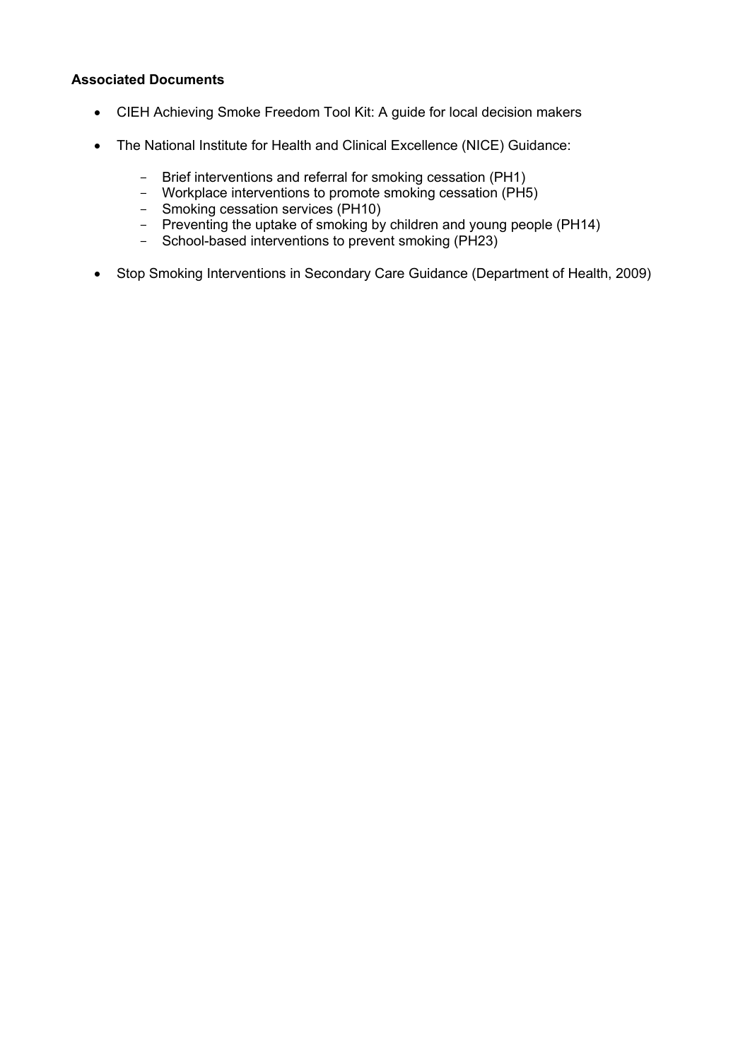**Associated Documents**

- CIEH Achieving Smoke Freedom Tool Kit: A guide for local decision makers
- The National Institute for Health and Clinical Excellence (NICE) Guidance:
    - Brief interventions and referral for smoking cessation (PH1)
    - Workplace interventions to promote smoking cessation (PH5)
    - Smoking cessation services (PH10)
    - Preventing the uptake of smoking by children and young people (PH14)
    - School-based interventions to prevent smoking (PH23)
- Stop Smoking Interventions in Secondary Care Guidance (Department of Health, 2009)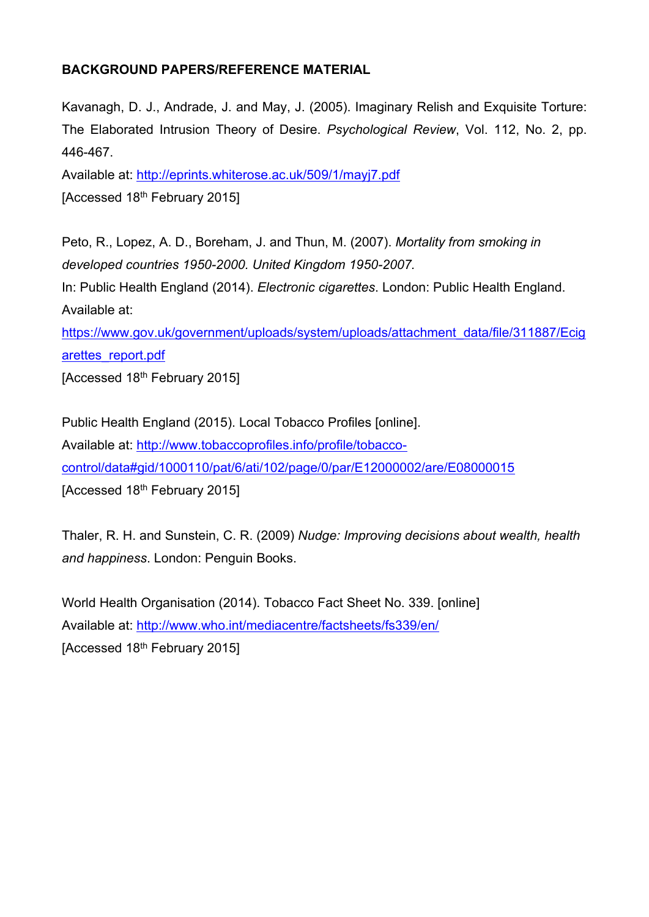**BACKGROUND PAPERS/REFERENCE MATERIAL**

Kavanagh, D. J., Andrade, J. and May, J. (2005). Imaginary Relish and Exquisite Torture: The Elaborated Intrusion Theory of Desire. *Psychological Review*, Vol. 112, No. 2, pp. 446-467.
Available at: http://eprints.whiterose.ac.uk/509/1/mayj7.pdf
[Accessed 18th February 2015]

Peto, R., Lopez, A. D., Boreham, J. and Thun, M. (2007). *Mortality from smoking in developed countries 1950-2000. United Kingdom 1950-2007.*
In: Public Health England (2014). *Electronic cigarettes*. London: Public Health England.
Available at:
https://www.gov.uk/government/uploads/system/uploads/attachment_data/file/311887/Ecigarettes_report.pdf
[Accessed 18th February 2015]

Public Health England (2015). Local Tobacco Profiles [online].
Available at: http://www.tobaccoprofiles.info/profile/tobacco-control/data#gid/1000110/pat/6/ati/102/page/0/par/E12000002/are/E08000015
[Accessed 18th February 2015]

Thaler, R. H. and Sunstein, C. R. (2009) *Nudge: Improving decisions about wealth, health and happiness*. London: Penguin Books.

World Health Organisation (2014). Tobacco Fact Sheet No. 339. [online]
Available at: http://www.who.int/mediacentre/factsheets/fs339/en/
[Accessed 18th February 2015]